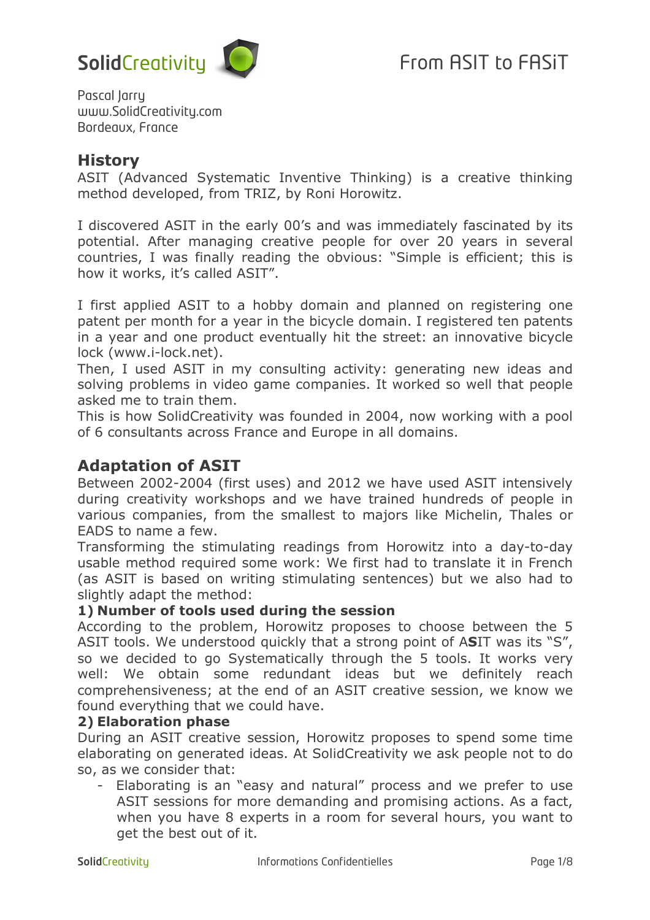# From ASIT to FASiT

Pascal Jarry
www.SolidCreativity.com
Bordeaux, France

## History

ASIT (Advanced Systematic Inventive Thinking) is a creative thinking method developed, from TRIZ, by Roni Horowitz.

I discovered ASIT in the early 00's and was immediately fascinated by its potential. After managing creative people for over 20 years in several countries, I was finally reading the obvious: "Simple is efficient; this is how it works, it's called ASIT".

I first applied ASIT to a hobby domain and planned on registering one patent per month for a year in the bicycle domain. I registered ten patents in a year and one product eventually hit the street: an innovative bicycle lock (www.i-lock.net).
Then, I used ASIT in my consulting activity: generating new ideas and solving problems in video game companies. It worked so well that people asked me to train them.
This is how SolidCreativity was founded in 2004, now working with a pool of 6 consultants across France and Europe in all domains.

## Adaptation of ASIT

Between 2002-2004 (first uses) and 2012 we have used ASIT intensively during creativity workshops and we have trained hundreds of people in various companies, from the smallest to majors like Michelin, Thales or EADS to name a few.
Transforming the stimulating readings from Horowitz into a day-to-day usable method required some work: We first had to translate it in French (as ASIT is based on writing stimulating sentences) but we also had to slightly adapt the method:

**1) Number of tools used during the session**
According to the problem, Horowitz proposes to choose between the 5 ASIT tools. We understood quickly that a strong point of A**S**IT was its "S", so we decided to go Systematically through the 5 tools. It works very well: We obtain some redundant ideas but we definitely reach comprehensiveness; at the end of an ASIT creative session, we know we found everything that we could have.

**2) Elaboration phase**
During an ASIT creative session, Horowitz proposes to spend some time elaborating on generated ideas. At SolidCreativity we ask people not to do so, as we consider that:

- Elaborating is an "easy and natural" process and we prefer to use ASIT sessions for more demanding and promising actions. As a fact, when you have 8 experts in a room for several hours, you want to get the best out of it.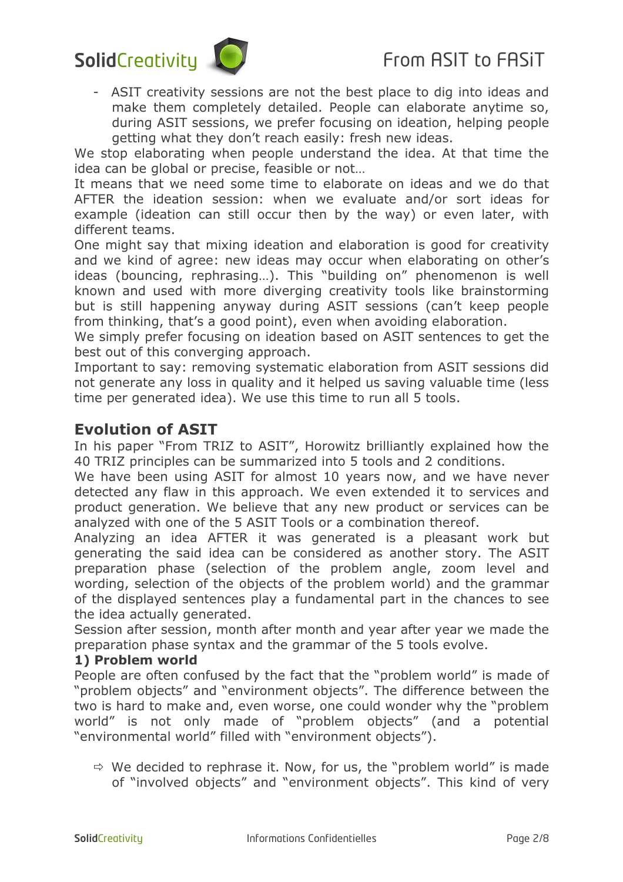- ASIT creativity sessions are not the best place to dig into ideas and make them completely detailed. People can elaborate anytime so, during ASIT sessions, we prefer focusing on ideation, helping people getting what they don't reach easily: fresh new ideas.

We stop elaborating when people understand the idea. At that time the idea can be global or precise, feasible or not…

It means that we need some time to elaborate on ideas and we do that AFTER the ideation session: when we evaluate and/or sort ideas for example (ideation can still occur then by the way) or even later, with different teams.

One might say that mixing ideation and elaboration is good for creativity and we kind of agree: new ideas may occur when elaborating on other's ideas (bouncing, rephrasing…). This "building on" phenomenon is well known and used with more diverging creativity tools like brainstorming but is still happening anyway during ASIT sessions (can't keep people from thinking, that's a good point), even when avoiding elaboration.

We simply prefer focusing on ideation based on ASIT sentences to get the best out of this converging approach.

Important to say: removing systematic elaboration from ASIT sessions did not generate any loss in quality and it helped us saving valuable time (less time per generated idea). We use this time to run all 5 tools.

## Evolution of ASIT

In his paper "From TRIZ to ASIT", Horowitz brilliantly explained how the 40 TRIZ principles can be summarized into 5 tools and 2 conditions.

We have been using ASIT for almost 10 years now, and we have never detected any flaw in this approach. We even extended it to services and product generation. We believe that any new product or services can be analyzed with one of the 5 ASIT Tools or a combination thereof.

Analyzing an idea AFTER it was generated is a pleasant work but generating the said idea can be considered as another story. The ASIT preparation phase (selection of the problem angle, zoom level and wording, selection of the objects of the problem world) and the grammar of the displayed sentences play a fundamental part in the chances to see the idea actually generated.

Session after session, month after month and year after year we made the preparation phase syntax and the grammar of the 5 tools evolve.

### 1) Problem world

People are often confused by the fact that the "problem world" is made of "problem objects" and "environment objects". The difference between the two is hard to make and, even worse, one could wonder why the "problem world" is not only made of "problem objects" (and a potential "environmental world" filled with "environment objects").

⇨ We decided to rephrase it. Now, for us, the "problem world" is made of "involved objects" and "environment objects". This kind of very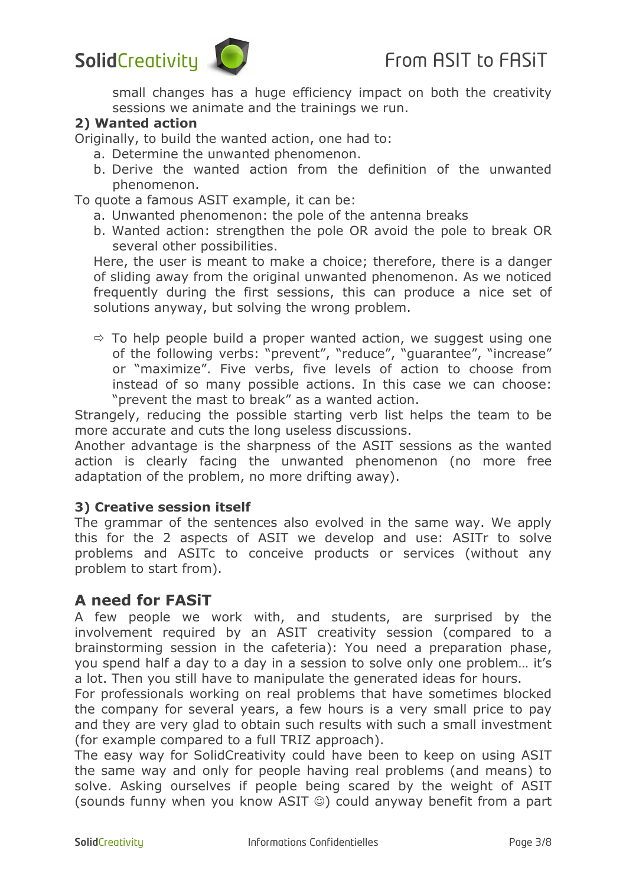small changes has a huge efficiency impact on both the creativity sessions we animate and the trainings we run.

**2) Wanted action**

Originally, to build the wanted action, one had to:

a. Determine the unwanted phenomenon.
b. Derive the wanted action from the definition of the unwanted phenomenon.

To quote a famous ASIT example, it can be:

a. Unwanted phenomenon: the pole of the antenna breaks
b. Wanted action: strengthen the pole OR avoid the pole to break OR several other possibilities.

Here, the user is meant to make a choice; therefore, there is a danger of sliding away from the original unwanted phenomenon. As we noticed frequently during the first sessions, this can produce a nice set of solutions anyway, but solving the wrong problem.

⇨ To help people build a proper wanted action, we suggest using one of the following verbs: "prevent", "reduce", "guarantee", "increase" or "maximize". Five verbs, five levels of action to choose from instead of so many possible actions. In this case we can choose: "prevent the mast to break" as a wanted action.

Strangely, reducing the possible starting verb list helps the team to be more accurate and cuts the long useless discussions.

Another advantage is the sharpness of the ASIT sessions as the wanted action is clearly facing the unwanted phenomenon (no more free adaptation of the problem, no more drifting away).

**3) Creative session itself**

The grammar of the sentences also evolved in the same way. We apply this for the 2 aspects of ASIT we develop and use: ASITr to solve problems and ASITc to conceive products or services (without any problem to start from).

## A need for FASiT

A few people we work with, and students, are surprised by the involvement required by an ASIT creativity session (compared to a brainstorming session in the cafeteria): You need a preparation phase, you spend half a day to a day in a session to solve only one problem… it's a lot. Then you still have to manipulate the generated ideas for hours.

For professionals working on real problems that have sometimes blocked the company for several years, a few hours is a very small price to pay and they are very glad to obtain such results with such a small investment (for example compared to a full TRIZ approach).

The easy way for SolidCreativity could have been to keep on using ASIT the same way and only for people having real problems (and means) to solve. Asking ourselves if people being scared by the weight of ASIT (sounds funny when you know ASIT ☺) could anyway benefit from a part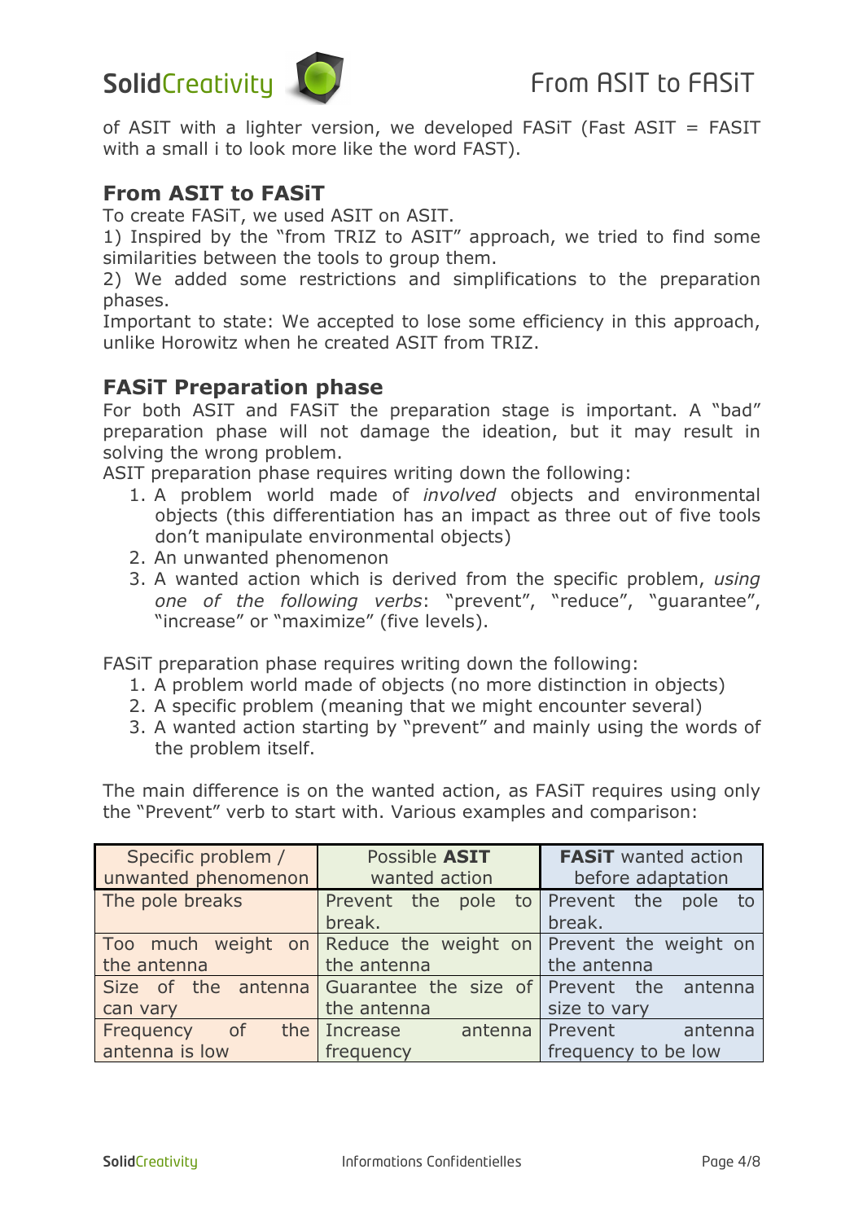of ASIT with a lighter version, we developed FASiT (Fast ASIT = FASIT with a small i to look more like the word FAST).

## From ASIT to FASiT

To create FASiT, we used ASIT on ASIT.

1) Inspired by the "from TRIZ to ASIT" approach, we tried to find some similarities between the tools to group them.

2) We added some restrictions and simplifications to the preparation phases.

Important to state: We accepted to lose some efficiency in this approach, unlike Horowitz when he created ASIT from TRIZ.

## FASiT Preparation phase

For both ASIT and FASiT the preparation stage is important. A "bad" preparation phase will not damage the ideation, but it may result in solving the wrong problem.

ASIT preparation phase requires writing down the following:

1. A problem world made of *involved* objects and environmental objects (this differentiation has an impact as three out of five tools don't manipulate environmental objects)
2. An unwanted phenomenon
3. A wanted action which is derived from the specific problem, *using one of the following verbs*: "prevent", "reduce", "guarantee", "increase" or "maximize" (five levels).

FASiT preparation phase requires writing down the following:

1. A problem world made of objects (no more distinction in objects)
2. A specific problem (meaning that we might encounter several)
3. A wanted action starting by "prevent" and mainly using the words of the problem itself.

The main difference is on the wanted action, as FASiT requires using only the "Prevent" verb to start with. Various examples and comparison:

| Specific problem / unwanted phenomenon | Possible **ASIT** wanted action | **FASiT** wanted action before adaptation |
|---|---|---|
| The pole breaks | Prevent the pole to break. | Prevent the pole to break. |
| Too much weight on the antenna | Reduce the weight on the antenna | Prevent the weight on the antenna |
| Size of the antenna can vary | Guarantee the size of the antenna | Prevent the antenna size to vary |
| Frequency of the antenna is low | Increase antenna frequency | Prevent antenna frequency to be low |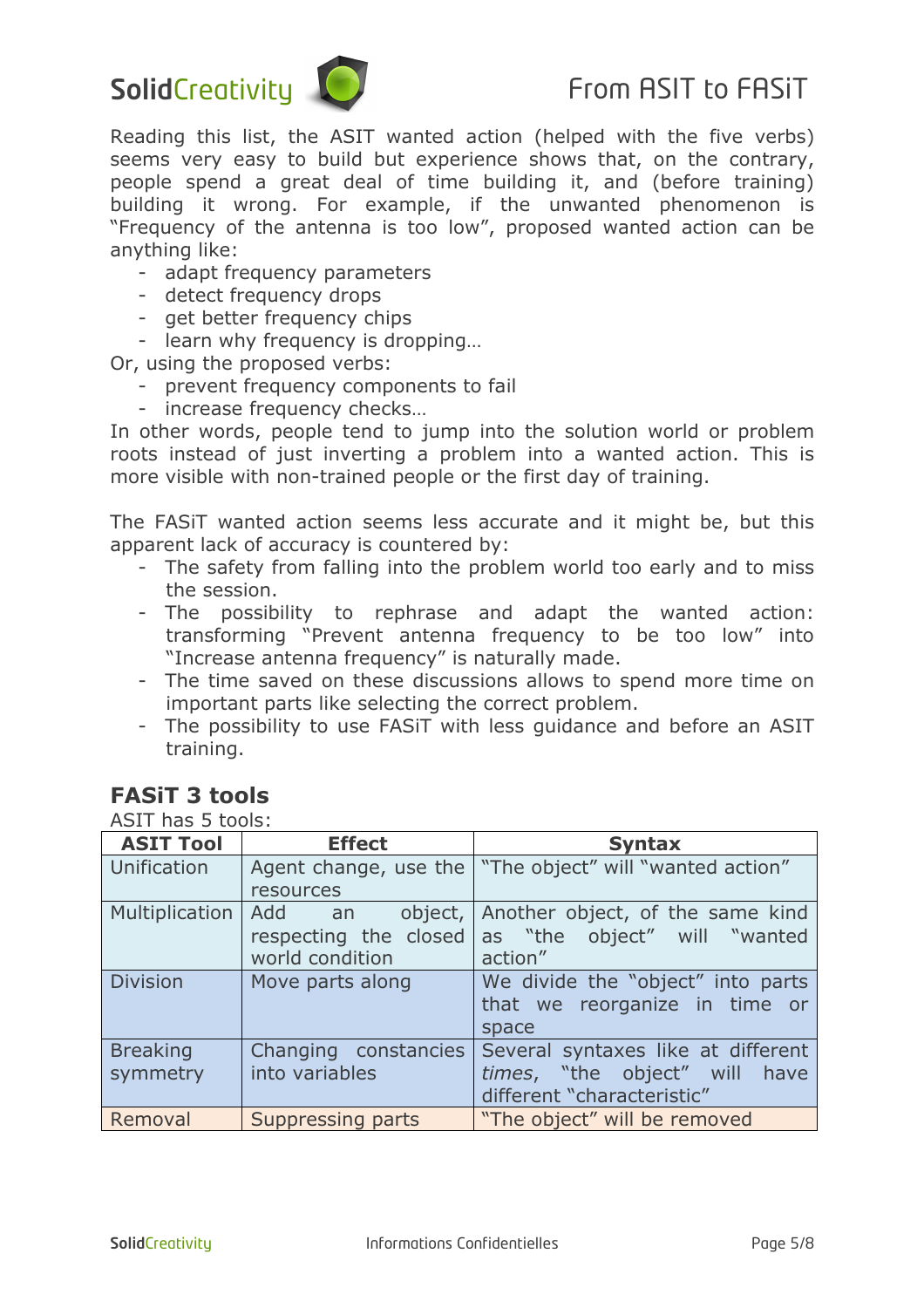Reading this list, the ASIT wanted action (helped with the five verbs) seems very easy to build but experience shows that, on the contrary, people spend a great deal of time building it, and (before training) building it wrong. For example, if the unwanted phenomenon is "Frequency of the antenna is too low", proposed wanted action can be anything like:

- adapt frequency parameters
- detect frequency drops
- get better frequency chips
- learn why frequency is dropping…

Or, using the proposed verbs:

- prevent frequency components to fail
- increase frequency checks…

In other words, people tend to jump into the solution world or problem roots instead of just inverting a problem into a wanted action. This is more visible with non-trained people or the first day of training.

The FASiT wanted action seems less accurate and it might be, but this apparent lack of accuracy is countered by:

- The safety from falling into the problem world too early and to miss the session.
- The possibility to rephrase and adapt the wanted action: transforming "Prevent antenna frequency to be too low" into "Increase antenna frequency" is naturally made.
- The time saved on these discussions allows to spend more time on important parts like selecting the correct problem.
- The possibility to use FASiT with less guidance and before an ASIT training.

## FASiT 3 tools

ASIT has 5 tools:

| ASIT Tool | Effect | Syntax |
|---|---|---|
| Unification | Agent change, use the resources | "The object" will "wanted action" |
| Multiplication | Add an object, respecting the closed world condition | Another object, of the same kind as "the object" will "wanted action" |
| Division | Move parts along | We divide the "object" into parts that we reorganize in time or space |
| Breaking symmetry | Changing constancies into variables | Several syntaxes like at different *times*, "the object" will have different "characteristic" |
| Removal | Suppressing parts | "The object" will be removed |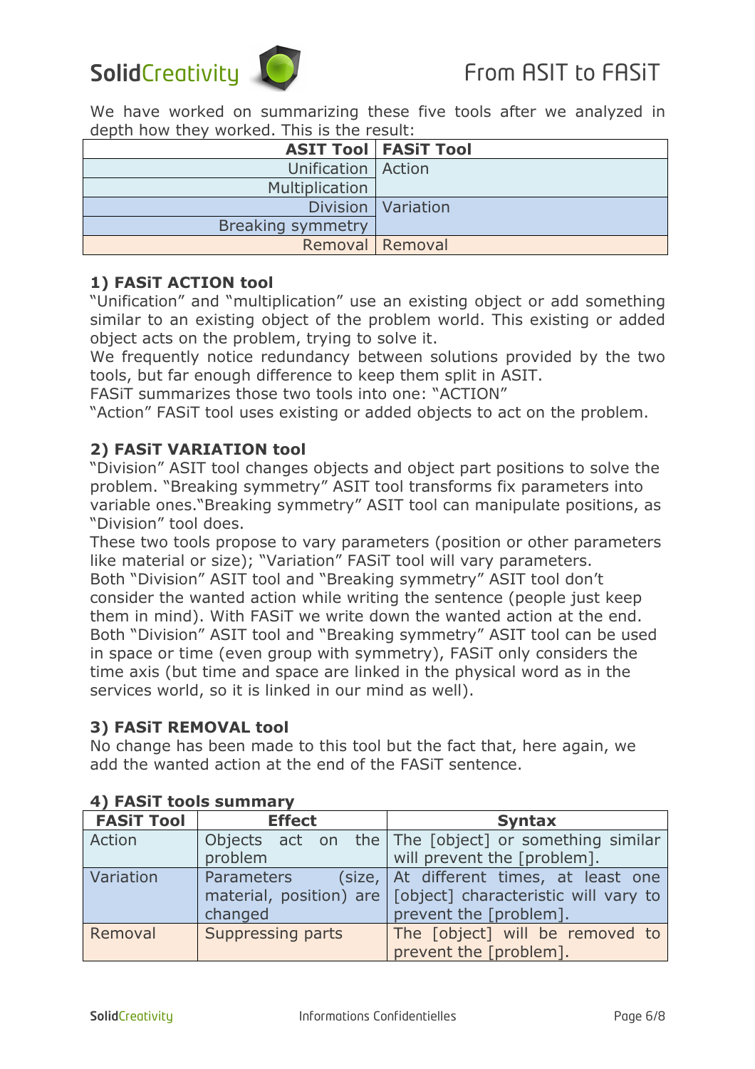We have worked on summarizing these five tools after we analyzed in depth how they worked. This is the result:

| ASIT Tool | FASiT Tool |
|---|---|
| Unification | Action |
| Multiplication | |
| Division | Variation |
| Breaking symmetry | |
| Removal | Removal |

### 1) FASiT ACTION tool

"Unification" and "multiplication" use an existing object or add something similar to an existing object of the problem world. This existing or added object acts on the problem, trying to solve it.

We frequently notice redundancy between solutions provided by the two tools, but far enough difference to keep them split in ASIT.

FASiT summarizes those two tools into one: "ACTION"

"Action" FASiT tool uses existing or added objects to act on the problem.

### 2) FASiT VARIATION tool

"Division" ASIT tool changes objects and object part positions to solve the problem. "Breaking symmetry" ASIT tool transforms fix parameters into variable ones."Breaking symmetry" ASIT tool can manipulate positions, as "Division" tool does.

These two tools propose to vary parameters (position or other parameters like material or size); "Variation" FASiT tool will vary parameters.

Both "Division" ASIT tool and "Breaking symmetry" ASIT tool don't consider the wanted action while writing the sentence (people just keep them in mind). With FASiT we write down the wanted action at the end.

Both "Division" ASIT tool and "Breaking symmetry" ASIT tool can be used in space or time (even group with symmetry), FASiT only considers the time axis (but time and space are linked in the physical word as in the services world, so it is linked in our mind as well).

### 3) FASiT REMOVAL tool

No change has been made to this tool but the fact that, here again, we add the wanted action at the end of the FASiT sentence.

### 4) FASiT tools summary

| FASiT Tool | Effect | Syntax |
|---|---|---|
| Action | Objects act on the problem | The [object] or something similar will prevent the [problem]. |
| Variation | Parameters (size, material, position) are changed | At different times, at least one [object] characteristic will vary to prevent the [problem]. |
| Removal | Suppressing parts | The [object] will be removed to prevent the [problem]. |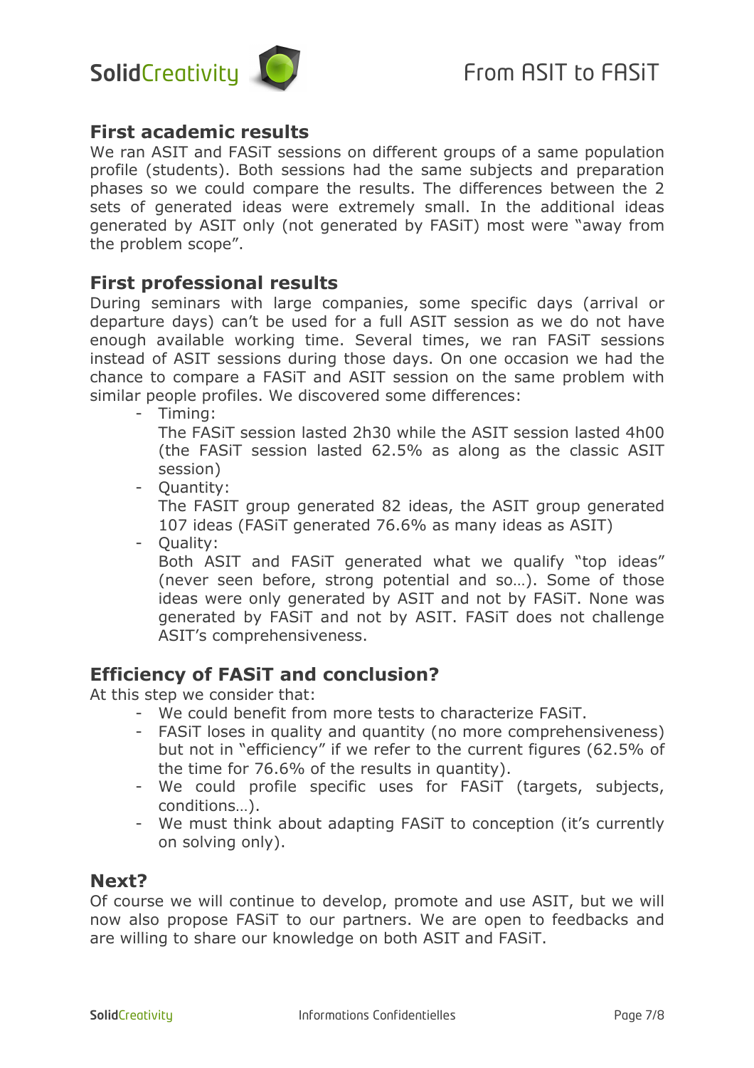## First academic results

We ran ASIT and FASiT sessions on different groups of a same population profile (students). Both sessions had the same subjects and preparation phases so we could compare the results. The differences between the 2 sets of generated ideas were extremely small. In the additional ideas generated by ASIT only (not generated by FASiT) most were "away from the problem scope".

## First professional results

During seminars with large companies, some specific days (arrival or departure days) can't be used for a full ASIT session as we do not have enough available working time. Several times, we ran FASiT sessions instead of ASIT sessions during those days. On one occasion we had the chance to compare a FASiT and ASIT session on the same problem with similar people profiles. We discovered some differences:

- Timing:
  The FASiT session lasted 2h30 while the ASIT session lasted 4h00 (the FASiT session lasted 62.5% as along as the classic ASIT session)
- Quantity:
  The FASIT group generated 82 ideas, the ASIT group generated 107 ideas (FASiT generated 76.6% as many ideas as ASIT)
- Quality:
  Both ASIT and FASiT generated what we qualify "top ideas" (never seen before, strong potential and so…). Some of those ideas were only generated by ASIT and not by FASiT. None was generated by FASiT and not by ASIT. FASiT does not challenge ASIT's comprehensiveness.

## Efficiency of FASiT and conclusion?

At this step we consider that:

- We could benefit from more tests to characterize FASiT.
- FASiT loses in quality and quantity (no more comprehensiveness) but not in "efficiency" if we refer to the current figures (62.5% of the time for 76.6% of the results in quantity).
- We could profile specific uses for FASiT (targets, subjects, conditions…).
- We must think about adapting FASiT to conception (it's currently on solving only).

## Next?

Of course we will continue to develop, promote and use ASIT, but we will now also propose FASiT to our partners. We are open to feedbacks and are willing to share our knowledge on both ASIT and FASiT.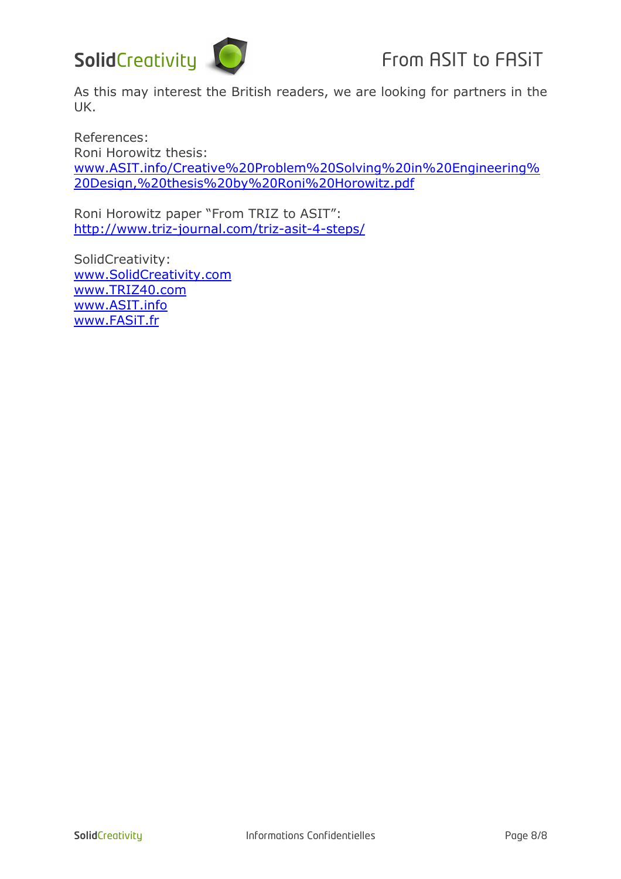As this may interest the British readers, we are looking for partners in the UK.

References:
Roni Horowitz thesis:
www.ASIT.info/Creative%20Problem%20Solving%20in%20Engineering%20Design,%20thesis%20by%20Roni%20Horowitz.pdf

Roni Horowitz paper "From TRIZ to ASIT":
http://www.triz-journal.com/triz-asit-4-steps/

SolidCreativity:
www.SolidCreativity.com
www.TRIZ40.com
www.ASIT.info
www.FASiT.fr